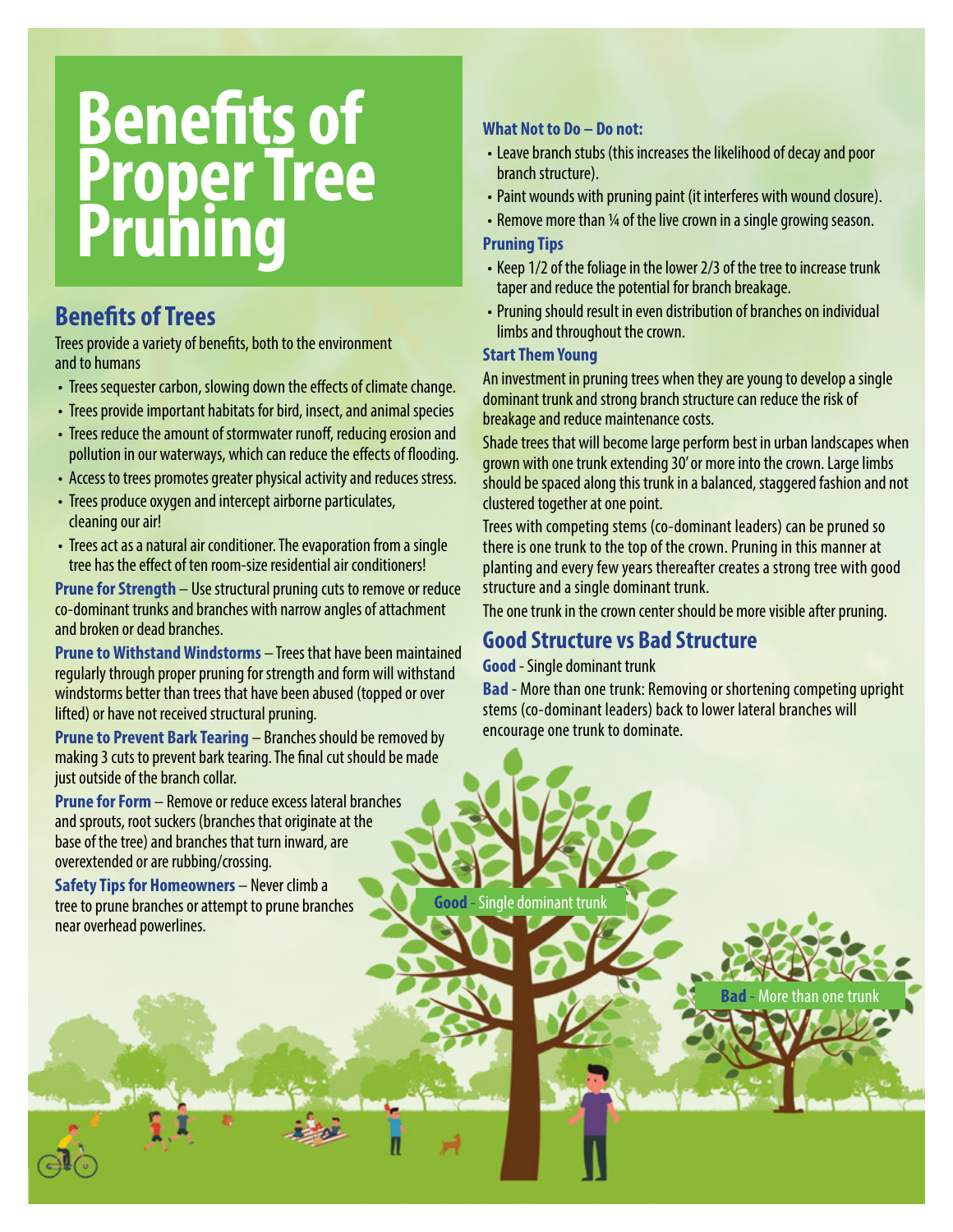# Benefits of Proper Tree Pruning

## Benefits of Trees

Trees provide a variety of benefits, both to the environment and to humans

- Trees sequester carbon, slowing down the effects of climate change.
- Trees provide important habitats for bird, insect, and animal species
- Trees reduce the amount of stormwater runoff, reducing erosion and pollution in our waterways, which can reduce the effects of flooding.
- Access to trees promotes greater physical activity and reduces stress.
- Trees produce oxygen and intercept airborne particulates, cleaning our air!
- Trees act as a natural air conditioner. The evaporation from a single tree has the effect of ten room-size residential air conditioners!

**Prune for Strength** – Use structural pruning cuts to remove or reduce co-dominant trunks and branches with narrow angles of attachment and broken or dead branches.

**Prune to Withstand Windstorms** – Trees that have been maintained regularly through proper pruning for strength and form will withstand windstorms better than trees that have been abused (topped or over lifted) or have not received structural pruning.

**Prune to Prevent Bark Tearing** – Branches should be removed by making 3 cuts to prevent bark tearing. The final cut should be made just outside of the branch collar.

**Prune for Form** – Remove or reduce excess lateral branches and sprouts, root suckers (branches that originate at the base of the tree) and branches that turn inward, are overextended or are rubbing/crossing.

**Safety Tips for Homeowners** – Never climb a tree to prune branches or attempt to prune branches near overhead powerlines.

### What Not to Do – Do not:

- Leave branch stubs (this increases the likelihood of decay and poor branch structure).
- Paint wounds with pruning paint (it interferes with wound closure).
- Remove more than ¼ of the live crown in a single growing season.

### Pruning Tips

- Keep 1/2 of the foliage in the lower 2/3 of the tree to increase trunk taper and reduce the potential for branch breakage.
- Pruning should result in even distribution of branches on individual limbs and throughout the crown.

### Start Them Young

An investment in pruning trees when they are young to develop a single dominant trunk and strong branch structure can reduce the risk of breakage and reduce maintenance costs.

Shade trees that will become large perform best in urban landscapes when grown with one trunk extending 30' or more into the crown. Large limbs should be spaced along this trunk in a balanced, staggered fashion and not clustered together at one point.

Trees with competing stems (co-dominant leaders) can be pruned so there is one trunk to the top of the crown. Pruning in this manner at planting and every few years thereafter creates a strong tree with good structure and a single dominant trunk.

The one trunk in the crown center should be more visible after pruning.

## Good Structure vs Bad Structure

**Good** - Single dominant trunk

**Bad** - More than one trunk: Removing or shortening competing upright stems (co-dominant leaders) back to lower lateral branches will encourage one trunk to dominate.

**Good** - Single dominant trunk

**Bad** - More than one trunk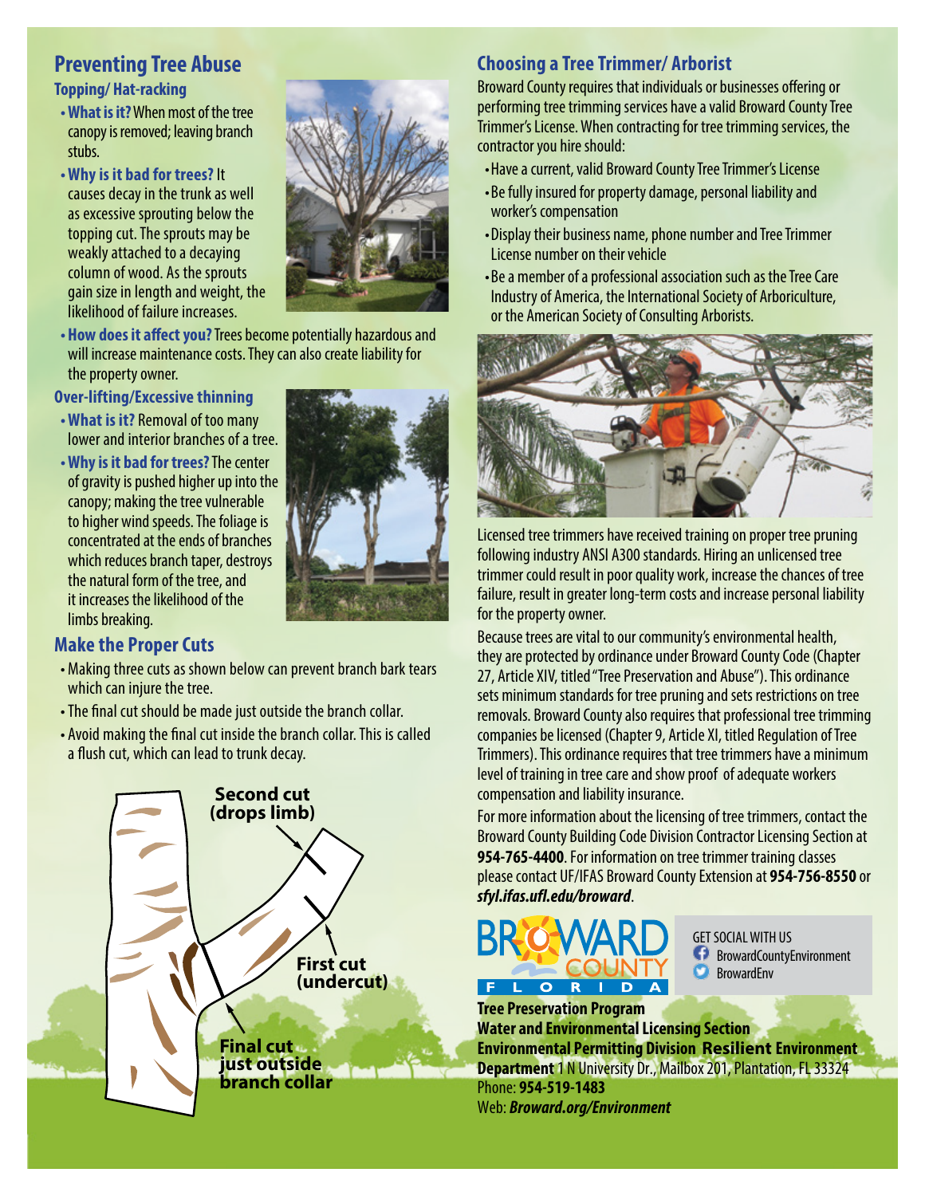## Preventing Tree Abuse

### Topping/ Hat-racking

- **What is it?** When most of the tree canopy is removed; leaving branch stubs.
- **Why is it bad for trees?** It causes decay in the trunk as well as excessive sprouting below the topping cut. The sprouts may be weakly attached to a decaying column of wood. As the sprouts gain size in length and weight, the likelihood of failure increases.
- **How does it affect you?** Trees become potentially hazardous and will increase maintenance costs. They can also create liability for the property owner.

### Over-lifting/Excessive thinning

- **What is it?** Removal of too many lower and interior branches of a tree.
- **Why is it bad for trees?** The center of gravity is pushed higher up into the canopy; making the tree vulnerable to higher wind speeds. The foliage is concentrated at the ends of branches which reduces branch taper, destroys the natural form of the tree, and it increases the likelihood of the limbs breaking.

## Make the Proper Cuts

- Making three cuts as shown below can prevent branch bark tears which can injure the tree.
- The final cut should be made just outside the branch collar.
- Avoid making the final cut inside the branch collar. This is called a flush cut, which can lead to trunk decay.

Second cut (drops limb)

First cut (undercut)

Final cut just outside branch collar

## Choosing a Tree Trimmer/ Arborist

Broward County requires that individuals or businesses offering or performing tree trimming services have a valid Broward County Tree Trimmer's License. When contracting for tree trimming services, the contractor you hire should:

- Have a current, valid Broward County Tree Trimmer's License
- Be fully insured for property damage, personal liability and worker's compensation
- Display their business name, phone number and Tree Trimmer License number on their vehicle
- Be a member of a professional association such as the Tree Care Industry of America, the International Society of Arboriculture, or the American Society of Consulting Arborists.

Licensed tree trimmers have received training on proper tree pruning following industry ANSI A300 standards. Hiring an unlicensed tree trimmer could result in poor quality work, increase the chances of tree failure, result in greater long-term costs and increase personal liability for the property owner.

Because trees are vital to our community's environmental health, they are protected by ordinance under Broward County Code (Chapter 27, Article XIV, titled "Tree Preservation and Abuse"). This ordinance sets minimum standards for tree pruning and sets restrictions on tree removals. Broward County also requires that professional tree trimming companies be licensed (Chapter 9, Article XI, titled Regulation of Tree Trimmers). This ordinance requires that tree trimmers have a minimum level of training in tree care and show proof of adequate workers compensation and liability insurance.

For more information about the licensing of tree trimmers, contact the Broward County Building Code Division Contractor Licensing Section at **954-765-4400**. For information on tree trimmer training classes please contact UF/IFAS Broward County Extension at **954-756-8550** or ***sfyl.ifas.ufl.edu/broward***.

BROWARD COUNTY FLORIDA

GET SOCIAL WITH US
BrowardCountyEnvironment
BrowardEnv

**Tree Preservation Program**
**Water and Environmental Licensing Section**
**Environmental Permitting Division Resilient Environment Department** 1 N University Dr., Mailbox 201, Plantation, FL 33324
Phone: **954-519-1483**
Web: ***Broward.org/Environment***